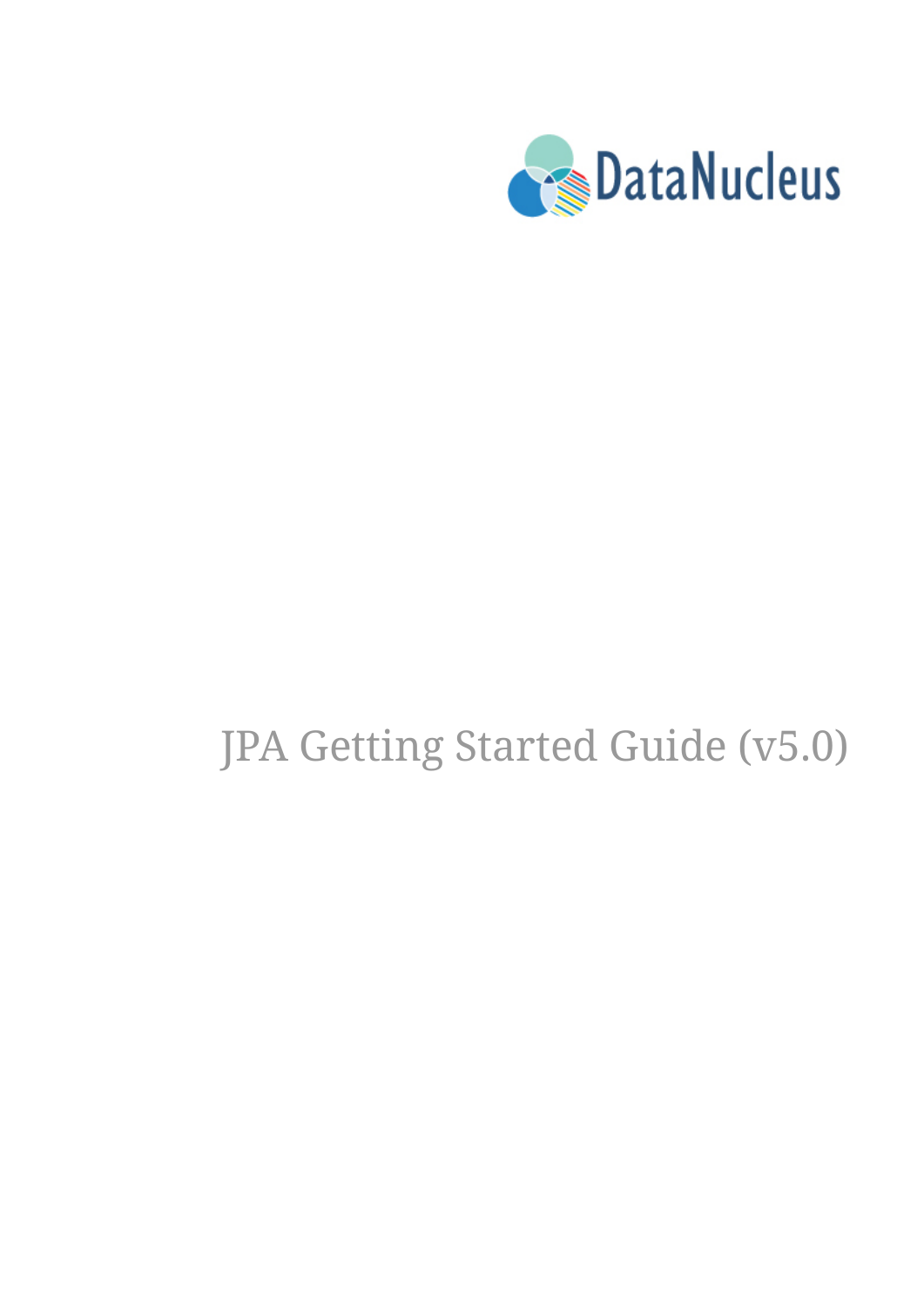DataNucleus

# JPA Getting Started Guide (v5.0)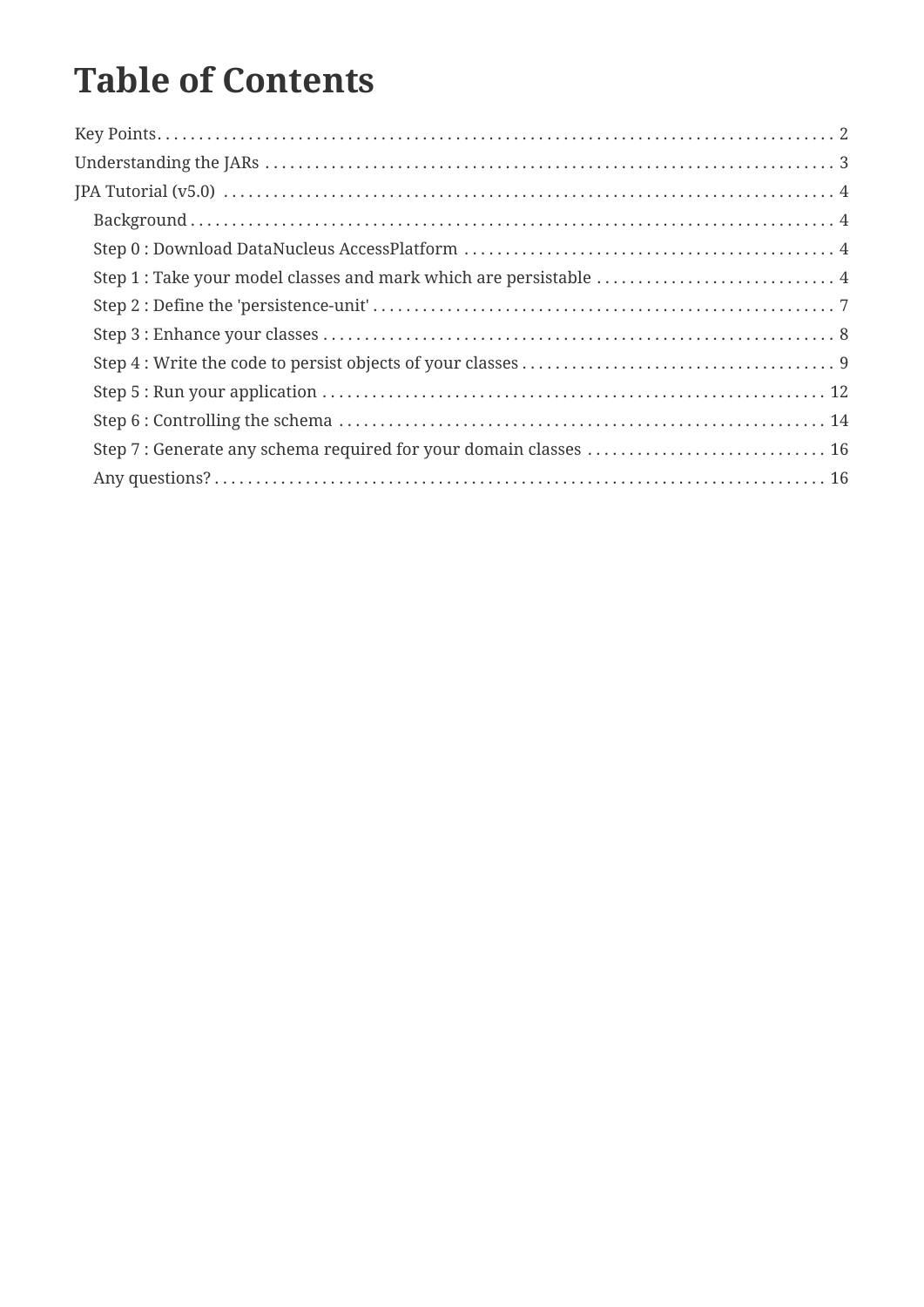# Table of Contents

- Key Points 2
- Understanding the JARs 3
- JPA Tutorial (v5.0) 4
  - Background 4
  - Step 0 : Download DataNucleus AccessPlatform 4
  - Step 1 : Take your model classes and mark which are persistable 4
  - Step 2 : Define the 'persistence-unit' 7
  - Step 3 : Enhance your classes 8
  - Step 4 : Write the code to persist objects of your classes 9
  - Step 5 : Run your application 12
  - Step 6 : Controlling the schema 14
  - Step 7 : Generate any schema required for your domain classes 16
  - Any questions? 16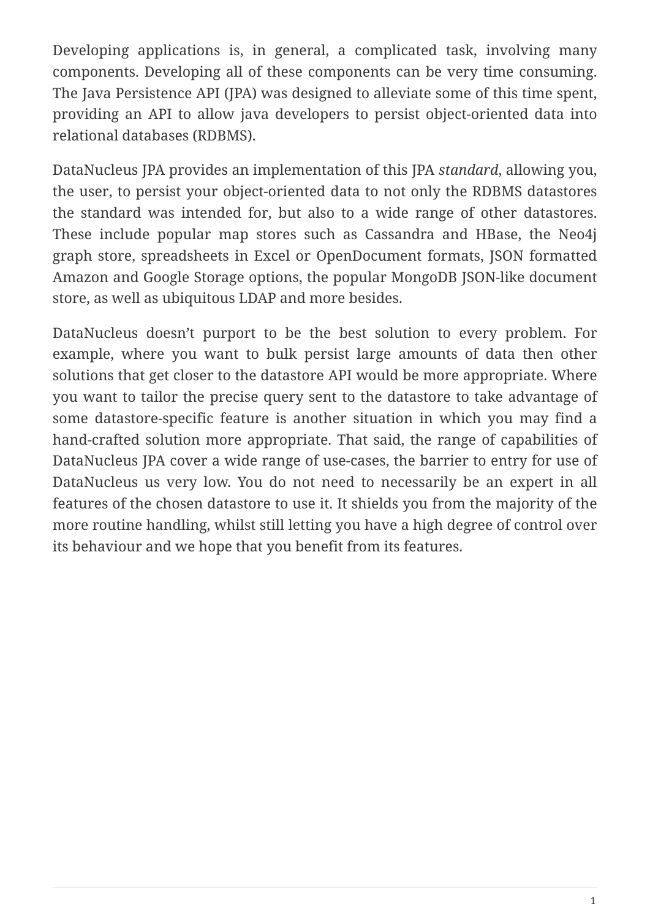Developing applications is, in general, a complicated task, involving many components. Developing all of these components can be very time consuming. The Java Persistence API (JPA) was designed to alleviate some of this time spent, providing an API to allow java developers to persist object-oriented data into relational databases (RDBMS).

DataNucleus JPA provides an implementation of this JPA *standard*, allowing you, the user, to persist your object-oriented data to not only the RDBMS datastores the standard was intended for, but also to a wide range of other datastores. These include popular map stores such as Cassandra and HBase, the Neo4j graph store, spreadsheets in Excel or OpenDocument formats, JSON formatted Amazon and Google Storage options, the popular MongoDB JSON-like document store, as well as ubiquitous LDAP and more besides.

DataNucleus doesn't purport to be the best solution to every problem. For example, where you want to bulk persist large amounts of data then other solutions that get closer to the datastore API would be more appropriate. Where you want to tailor the precise query sent to the datastore to take advantage of some datastore-specific feature is another situation in which you may find a hand-crafted solution more appropriate. That said, the range of capabilities of DataNucleus JPA cover a wide range of use-cases, the barrier to entry for use of DataNucleus us very low. You do not need to necessarily be an expert in all features of the chosen datastore to use it. It shields you from the majority of the more routine handling, whilst still letting you have a high degree of control over its behaviour and we hope that you benefit from its features.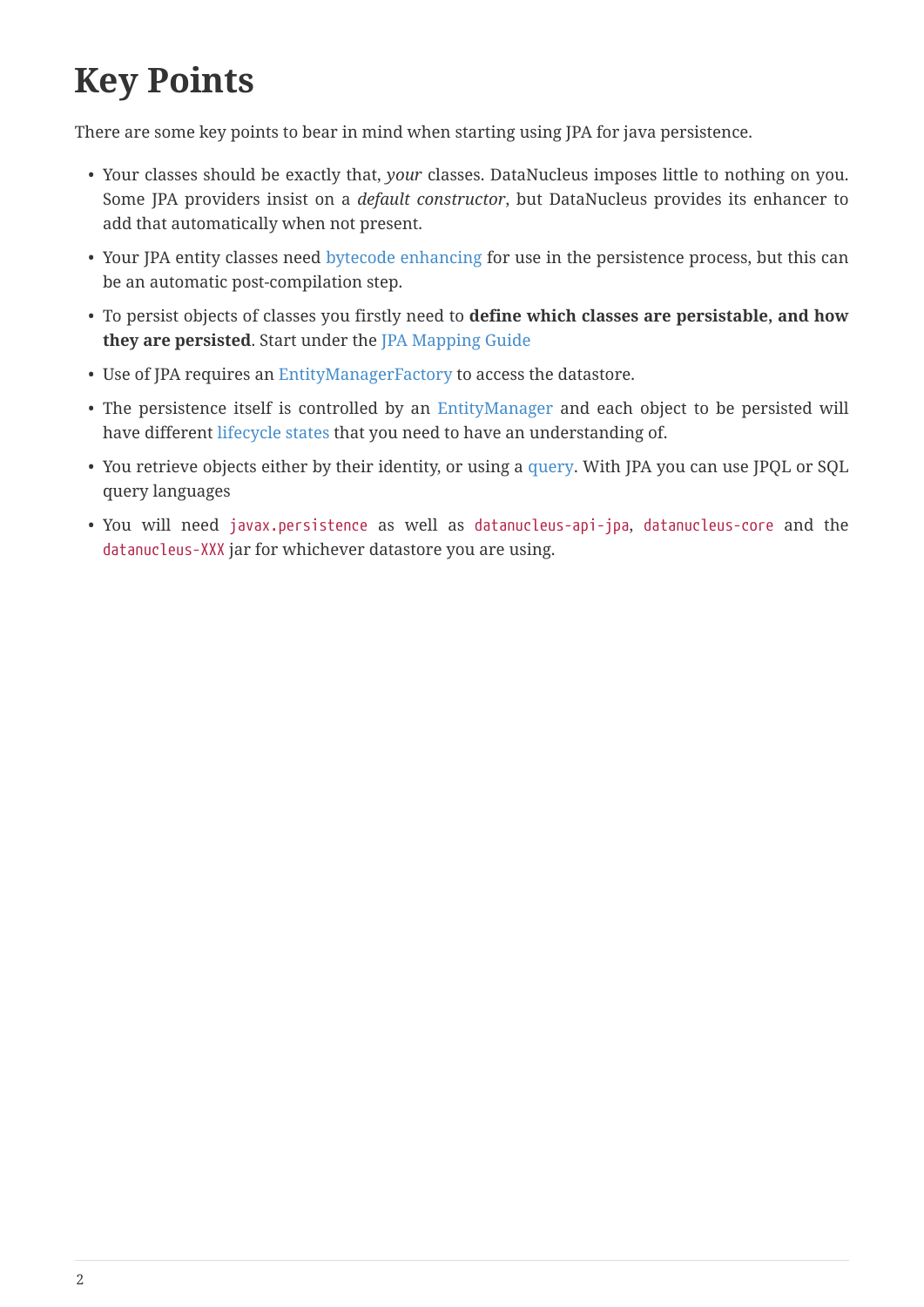# Key Points

There are some key points to bear in mind when starting using JPA for java persistence.

- Your classes should be exactly that, *your* classes. DataNucleus imposes little to nothing on you. Some JPA providers insist on a *default constructor*, but DataNucleus provides its enhancer to add that automatically when not present.
- Your JPA entity classes need bytecode enhancing for use in the persistence process, but this can be an automatic post-compilation step.
- To persist objects of classes you firstly need to **define which classes are persistable, and how they are persisted**. Start under the JPA Mapping Guide
- Use of JPA requires an EntityManagerFactory to access the datastore.
- The persistence itself is controlled by an EntityManager and each object to be persisted will have different lifecycle states that you need to have an understanding of.
- You retrieve objects either by their identity, or using a query. With JPA you can use JPQL or SQL query languages
- You will need `javax.persistence` as well as `datanucleus-api-jpa`, `datanucleus-core` and the `datanucleus-XXX` jar for whichever datastore you are using.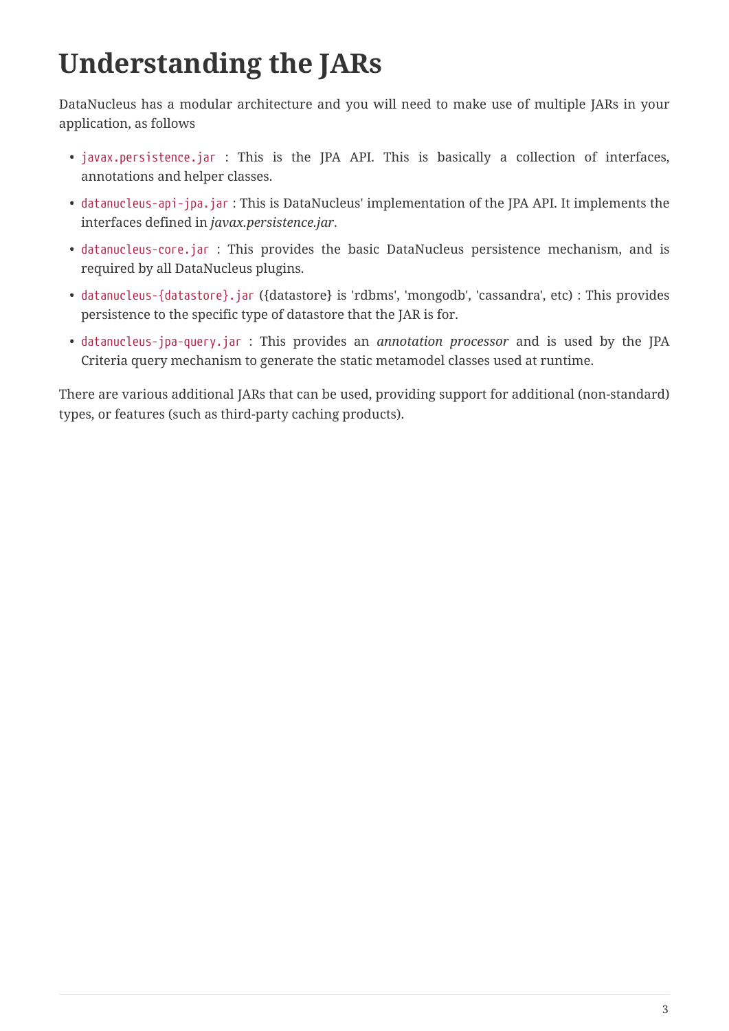# Understanding the JARs

DataNucleus has a modular architecture and you will need to make use of multiple JARs in your application, as follows

- `javax.persistence.jar` : This is the JPA API. This is basically a collection of interfaces, annotations and helper classes.
- `datanucleus-api-jpa.jar` : This is DataNucleus' implementation of the JPA API. It implements the interfaces defined in *javax.persistence.jar*.
- `datanucleus-core.jar` : This provides the basic DataNucleus persistence mechanism, and is required by all DataNucleus plugins.
- `datanucleus-{datastore}.jar` ({datastore} is 'rdbms', 'mongodb', 'cassandra', etc) : This provides persistence to the specific type of datastore that the JAR is for.
- `datanucleus-jpa-query.jar` : This provides an *annotation processor* and is used by the JPA Criteria query mechanism to generate the static metamodel classes used at runtime.

There are various additional JARs that can be used, providing support for additional (non-standard) types, or features (such as third-party caching products).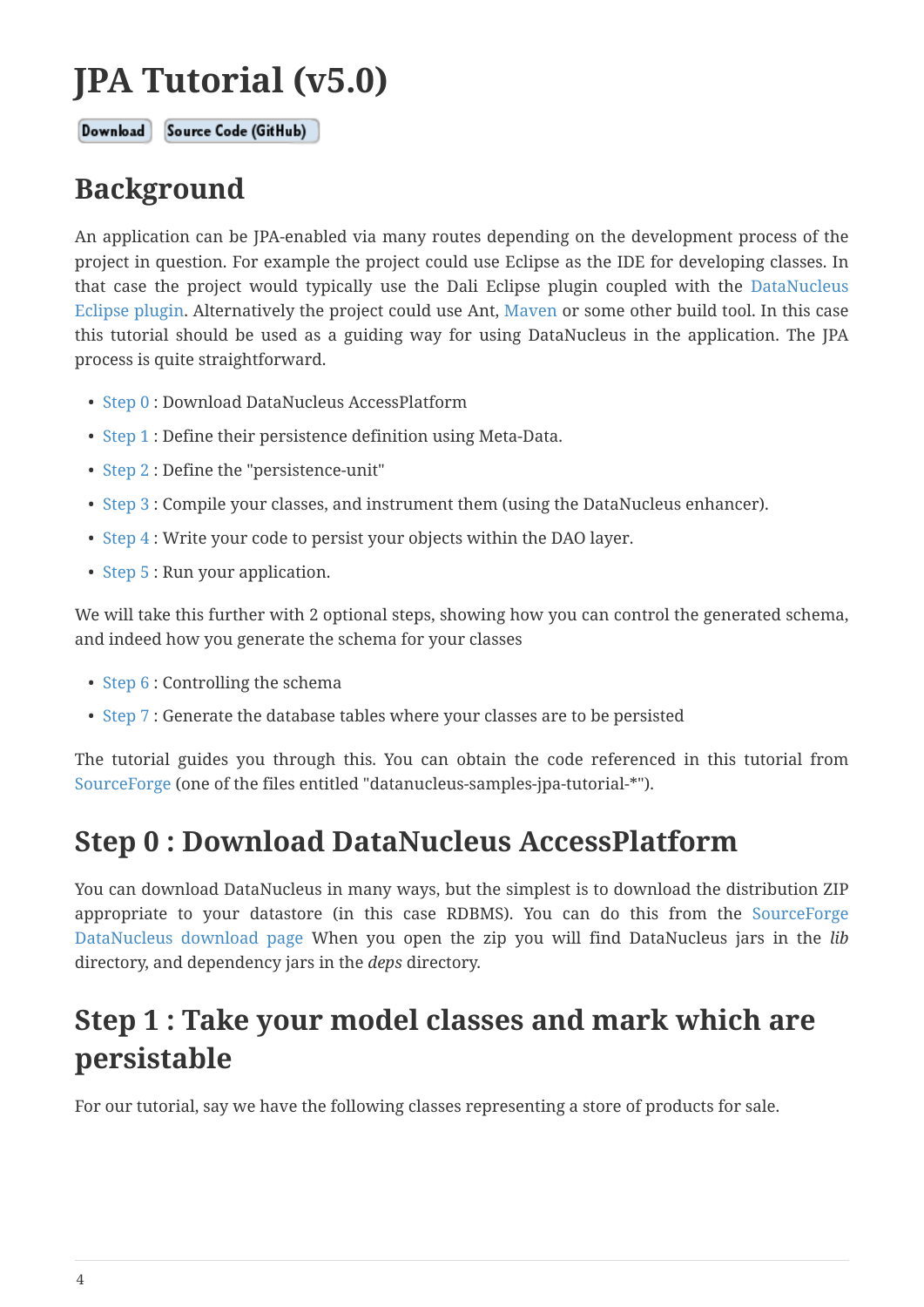# JPA Tutorial (v5.0)

Download | Source Code (GitHub)

## Background

An application can be JPA-enabled via many routes depending on the development process of the project in question. For example the project could use Eclipse as the IDE for developing classes. In that case the project would typically use the Dali Eclipse plugin coupled with the DataNucleus Eclipse plugin. Alternatively the project could use Ant, Maven or some other build tool. In this case this tutorial should be used as a guiding way for using DataNucleus in the application. The JPA process is quite straightforward.

- Step 0 : Download DataNucleus AccessPlatform
- Step 1 : Define their persistence definition using Meta-Data.
- Step 2 : Define the "persistence-unit"
- Step 3 : Compile your classes, and instrument them (using the DataNucleus enhancer).
- Step 4 : Write your code to persist your objects within the DAO layer.
- Step 5 : Run your application.

We will take this further with 2 optional steps, showing how you can control the generated schema, and indeed how you generate the schema for your classes

- Step 6 : Controlling the schema
- Step 7 : Generate the database tables where your classes are to be persisted

The tutorial guides you through this. You can obtain the code referenced in this tutorial from SourceForge (one of the files entitled "datanucleus-samples-jpa-tutorial-*").

## Step 0 : Download DataNucleus AccessPlatform

You can download DataNucleus in many ways, but the simplest is to download the distribution ZIP appropriate to your datastore (in this case RDBMS). You can do this from the SourceForge DataNucleus download page When you open the zip you will find DataNucleus jars in the *lib* directory, and dependency jars in the *deps* directory.

## Step 1 : Take your model classes and mark which are persistable

For our tutorial, say we have the following classes representing a store of products for sale.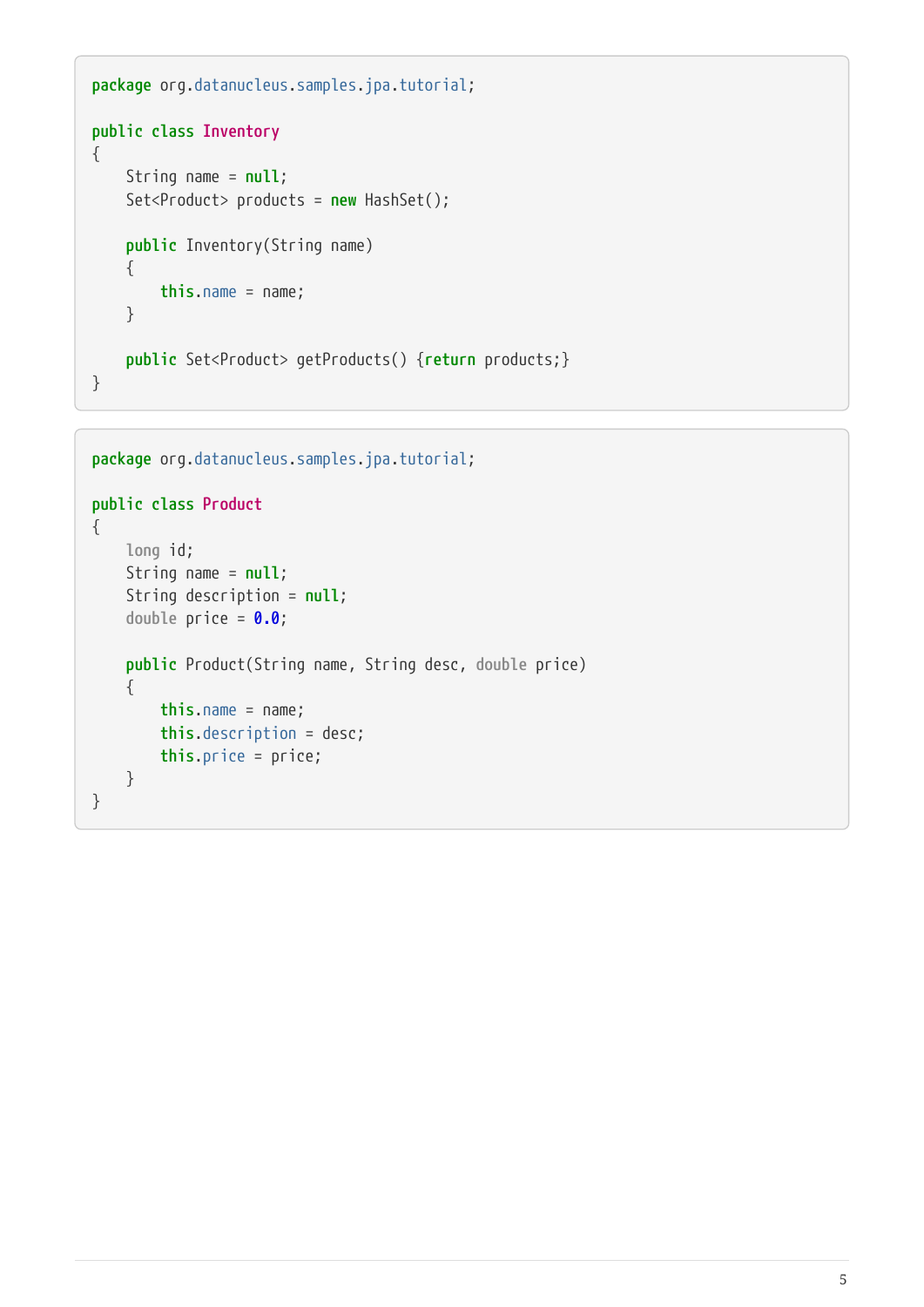```java
package org.datanucleus.samples.jpa.tutorial;

public class Inventory
{
    String name = null;
    Set<Product> products = new HashSet();

    public Inventory(String name)
    {
        this.name = name;
    }

    public Set<Product> getProducts() {return products;}
}
```

```java
package org.datanucleus.samples.jpa.tutorial;

public class Product
{
    long id;
    String name = null;
    String description = null;
    double price = 0.0;

    public Product(String name, String desc, double price)
    {
        this.name = name;
        this.description = desc;
        this.price = price;
    }
}
```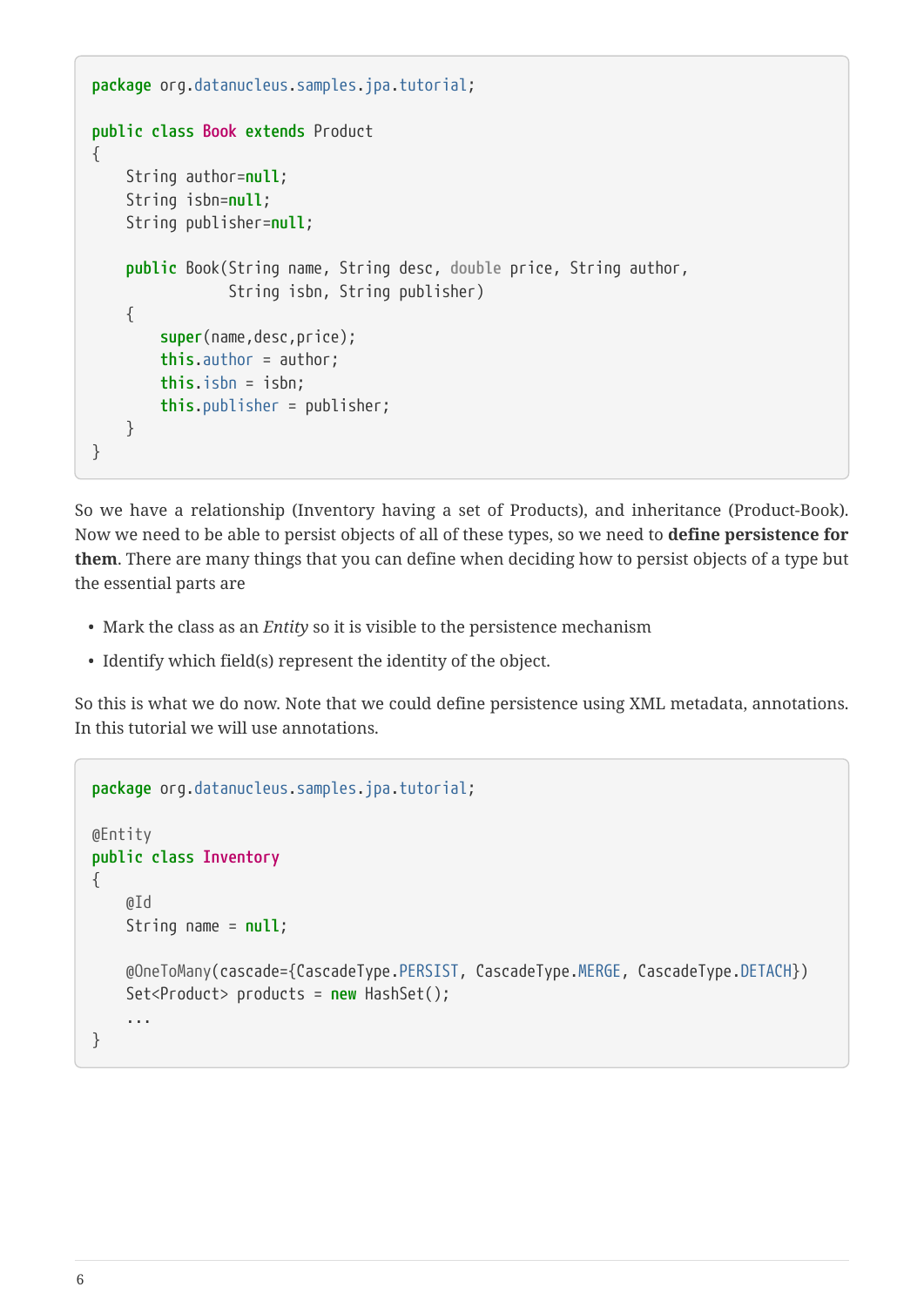```
package org.datanucleus.samples.jpa.tutorial;

public class Book extends Product
{
    String author=null;
    String isbn=null;
    String publisher=null;

    public Book(String name, String desc, double price, String author,
                String isbn, String publisher)
    {
        super(name,desc,price);
        this.author = author;
        this.isbn = isbn;
        this.publisher = publisher;
    }
}
```

So we have a relationship (Inventory having a set of Products), and inheritance (Product-Book). Now we need to be able to persist objects of all of these types, so we need to **define persistence for them**. There are many things that you can define when deciding how to persist objects of a type but the essential parts are

- Mark the class as an *Entity* so it is visible to the persistence mechanism
- Identify which field(s) represent the identity of the object.

So this is what we do now. Note that we could define persistence using XML metadata, annotations. In this tutorial we will use annotations.

```
package org.datanucleus.samples.jpa.tutorial;

@Entity
public class Inventory
{
    @Id
    String name = null;

    @OneToMany(cascade={CascadeType.PERSIST, CascadeType.MERGE, CascadeType.DETACH})
    Set<Product> products = new HashSet();
    ...
}
```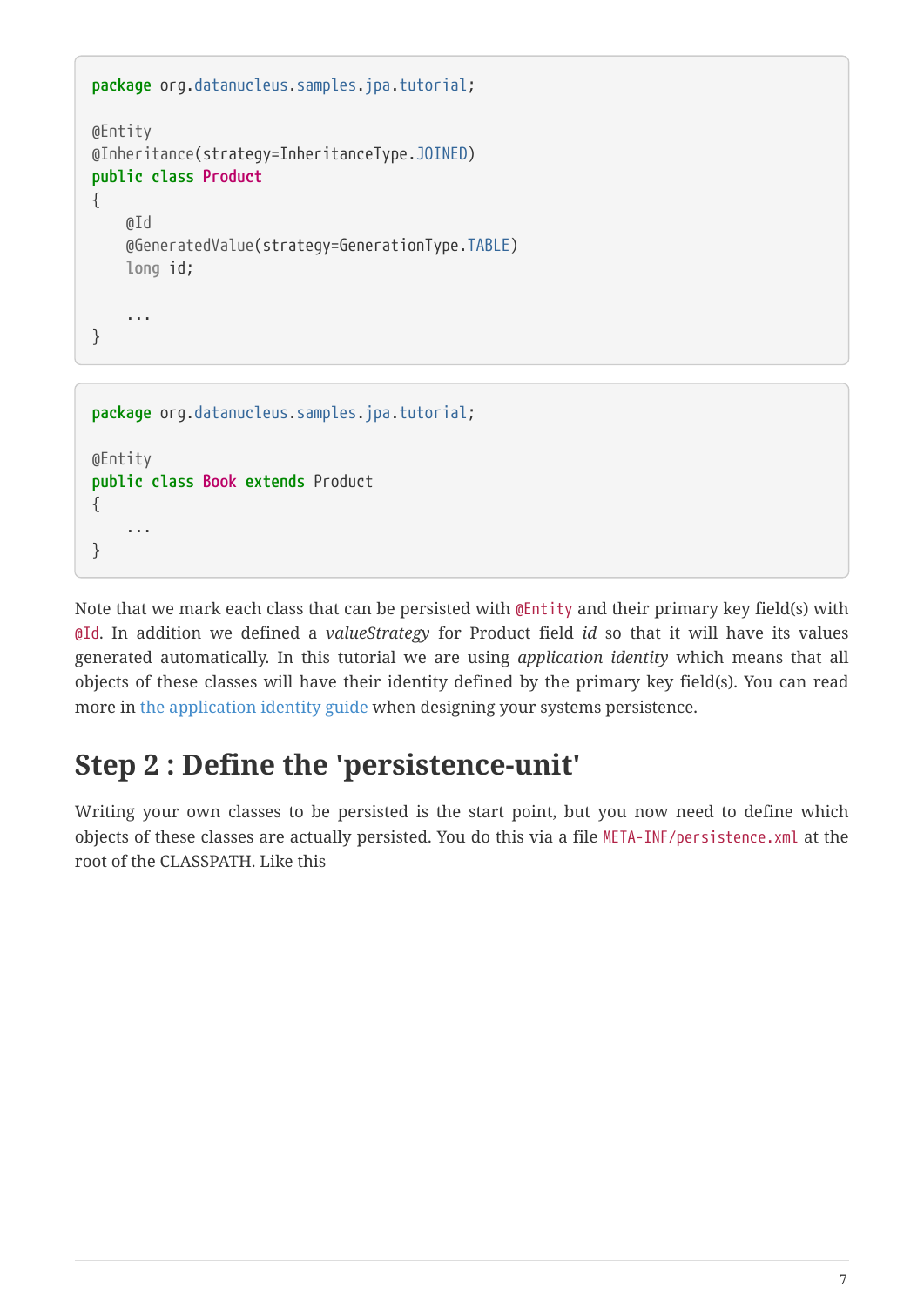```java
package org.datanucleus.samples.jpa.tutorial;

@Entity
@Inheritance(strategy=InheritanceType.JOINED)
public class Product
{
    @Id
    @GeneratedValue(strategy=GenerationType.TABLE)
    long id;

    ...
}
```

```java
package org.datanucleus.samples.jpa.tutorial;

@Entity
public class Book extends Product
{
    ...
}
```

Note that we mark each class that can be persisted with `@Entity` and their primary key field(s) with `@Id`. In addition we defined a *valueStrategy* for Product field *id* so that it will have its values generated automatically. In this tutorial we are using *application identity* which means that all objects of these classes will have their identity defined by the primary key field(s). You can read more in the application identity guide when designing your systems persistence.

## Step 2 : Define the 'persistence-unit'

Writing your own classes to be persisted is the start point, but you now need to define which objects of these classes are actually persisted. You do this via a file `META-INF/persistence.xml` at the root of the CLASSPATH. Like this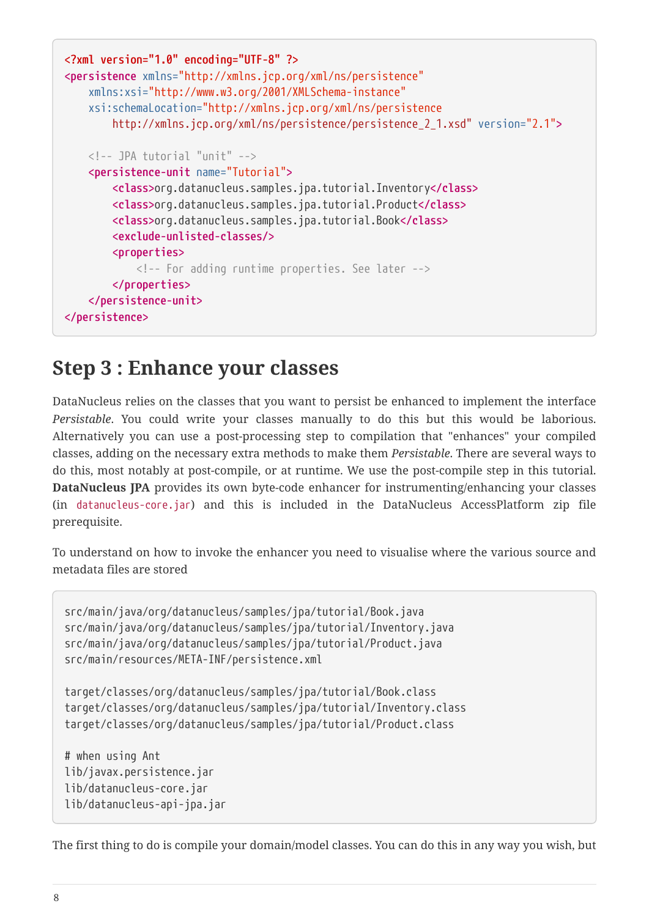```xml
<?xml version="1.0" encoding="UTF-8" ?>
<persistence xmlns="http://xmlns.jcp.org/xml/ns/persistence"
    xmlns:xsi="http://www.w3.org/2001/XMLSchema-instance"
    xsi:schemaLocation="http://xmlns.jcp.org/xml/ns/persistence
        http://xmlns.jcp.org/xml/ns/persistence/persistence_2_1.xsd" version="2.1">

    <!-- JPA tutorial "unit" -->
    <persistence-unit name="Tutorial">
        <class>org.datanucleus.samples.jpa.tutorial.Inventory</class>
        <class>org.datanucleus.samples.jpa.tutorial.Product</class>
        <class>org.datanucleus.samples.jpa.tutorial.Book</class>
        <exclude-unlisted-classes/>
        <properties>
            <!-- For adding runtime properties. See later -->
        </properties>
    </persistence-unit>
</persistence>
```

## Step 3 : Enhance your classes

DataNucleus relies on the classes that you want to persist be enhanced to implement the interface *Persistable*. You could write your classes manually to do this but this would be laborious. Alternatively you can use a post-processing step to compilation that "enhances" your compiled classes, adding on the necessary extra methods to make them *Persistable*. There are several ways to do this, most notably at post-compile, or at runtime. We use the post-compile step in this tutorial. **DataNucleus JPA** provides its own byte-code enhancer for instrumenting/enhancing your classes (in `datanucleus-core.jar`) and this is included in the DataNucleus AccessPlatform zip file prerequisite.

To understand on how to invoke the enhancer you need to visualise where the various source and metadata files are stored

```
src/main/java/org/datanucleus/samples/jpa/tutorial/Book.java
src/main/java/org/datanucleus/samples/jpa/tutorial/Inventory.java
src/main/java/org/datanucleus/samples/jpa/tutorial/Product.java
src/main/resources/META-INF/persistence.xml

target/classes/org/datanucleus/samples/jpa/tutorial/Book.class
target/classes/org/datanucleus/samples/jpa/tutorial/Inventory.class
target/classes/org/datanucleus/samples/jpa/tutorial/Product.class

# when using Ant
lib/javax.persistence.jar
lib/datanucleus-core.jar
lib/datanucleus-api-jpa.jar
```

The first thing to do is compile your domain/model classes. You can do this in any way you wish, but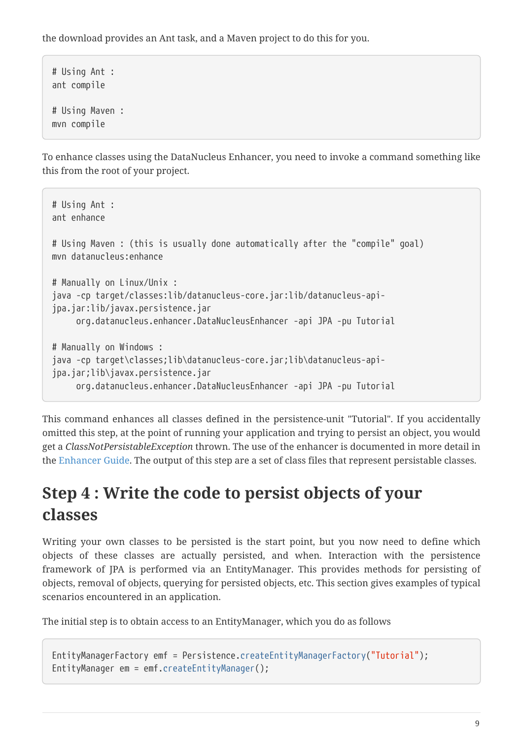the download provides an Ant task, and a Maven project to do this for you.

```
# Using Ant :
ant compile

# Using Maven :
mvn compile
```

To enhance classes using the DataNucleus Enhancer, you need to invoke a command something like this from the root of your project.

```
# Using Ant :
ant enhance

# Using Maven : (this is usually done automatically after the "compile" goal)
mvn datanucleus:enhance

# Manually on Linux/Unix :
java -cp target/classes:lib/datanucleus-core.jar:lib/datanucleus-api-
jpa.jar:lib/javax.persistence.jar
     org.datanucleus.enhancer.DataNucleusEnhancer -api JPA -pu Tutorial

# Manually on Windows :
java -cp target\classes;lib\datanucleus-core.jar;lib\datanucleus-api-
jpa.jar;lib\javax.persistence.jar
     org.datanucleus.enhancer.DataNucleusEnhancer -api JPA -pu Tutorial
```

This command enhances all classes defined in the persistence-unit "Tutorial". If you accidentally omitted this step, at the point of running your application and trying to persist an object, you would get a *ClassNotPersistableException* thrown. The use of the enhancer is documented in more detail in the Enhancer Guide. The output of this step are a set of class files that represent persistable classes.

## Step 4 : Write the code to persist objects of your classes

Writing your own classes to be persisted is the start point, but you now need to define which objects of these classes are actually persisted, and when. Interaction with the persistence framework of JPA is performed via an EntityManager. This provides methods for persisting of objects, removal of objects, querying for persisted objects, etc. This section gives examples of typical scenarios encountered in an application.

The initial step is to obtain access to an EntityManager, which you do as follows

```
EntityManagerFactory emf = Persistence.createEntityManagerFactory("Tutorial");
EntityManager em = emf.createEntityManager();
```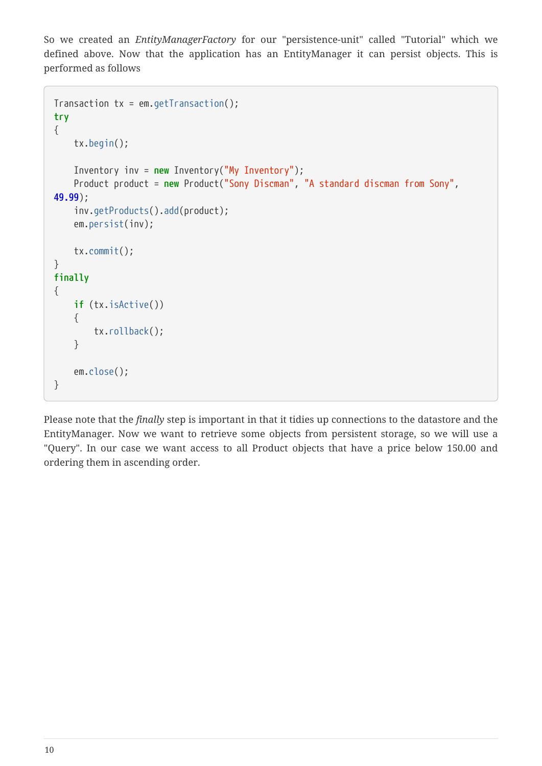So we created an *EntityManagerFactory* for our "persistence-unit" called "Tutorial" which we defined above. Now that the application has an EntityManager it can persist objects. This is performed as follows

```
Transaction tx = em.getTransaction();
try
{
    tx.begin();

    Inventory inv = new Inventory("My Inventory");
    Product product = new Product("Sony Discman", "A standard discman from Sony",
49.99);
    inv.getProducts().add(product);
    em.persist(inv);

    tx.commit();
}
finally
{
    if (tx.isActive())
    {
        tx.rollback();
    }

    em.close();
}
```

Please note that the *finally* step is important in that it tidies up connections to the datastore and the EntityManager. Now we want to retrieve some objects from persistent storage, so we will use a "Query". In our case we want access to all Product objects that have a price below 150.00 and ordering them in ascending order.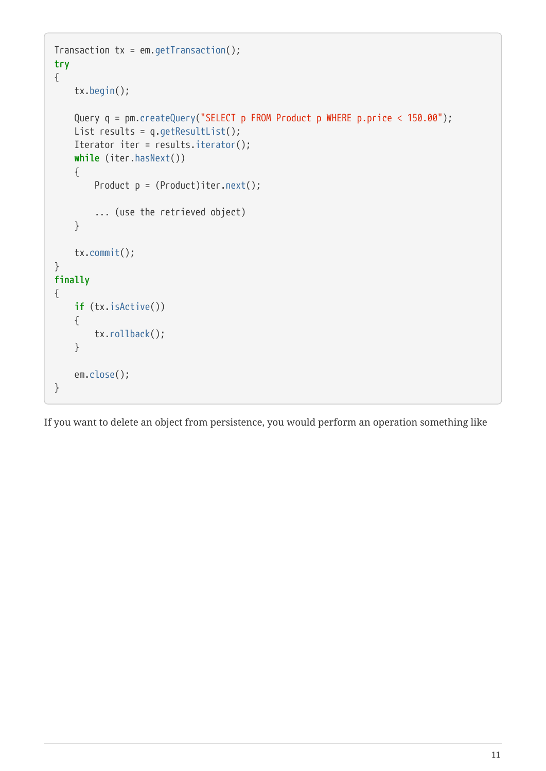```
Transaction tx = em.getTransaction();
try
{
    tx.begin();

    Query q = pm.createQuery("SELECT p FROM Product p WHERE p.price < 150.00");
    List results = q.getResultList();
    Iterator iter = results.iterator();
    while (iter.hasNext())
    {
        Product p = (Product)iter.next();

        ... (use the retrieved object)
    }

    tx.commit();
}
finally
{
    if (tx.isActive())
    {
        tx.rollback();
    }

    em.close();
}
```

If you want to delete an object from persistence, you would perform an operation something like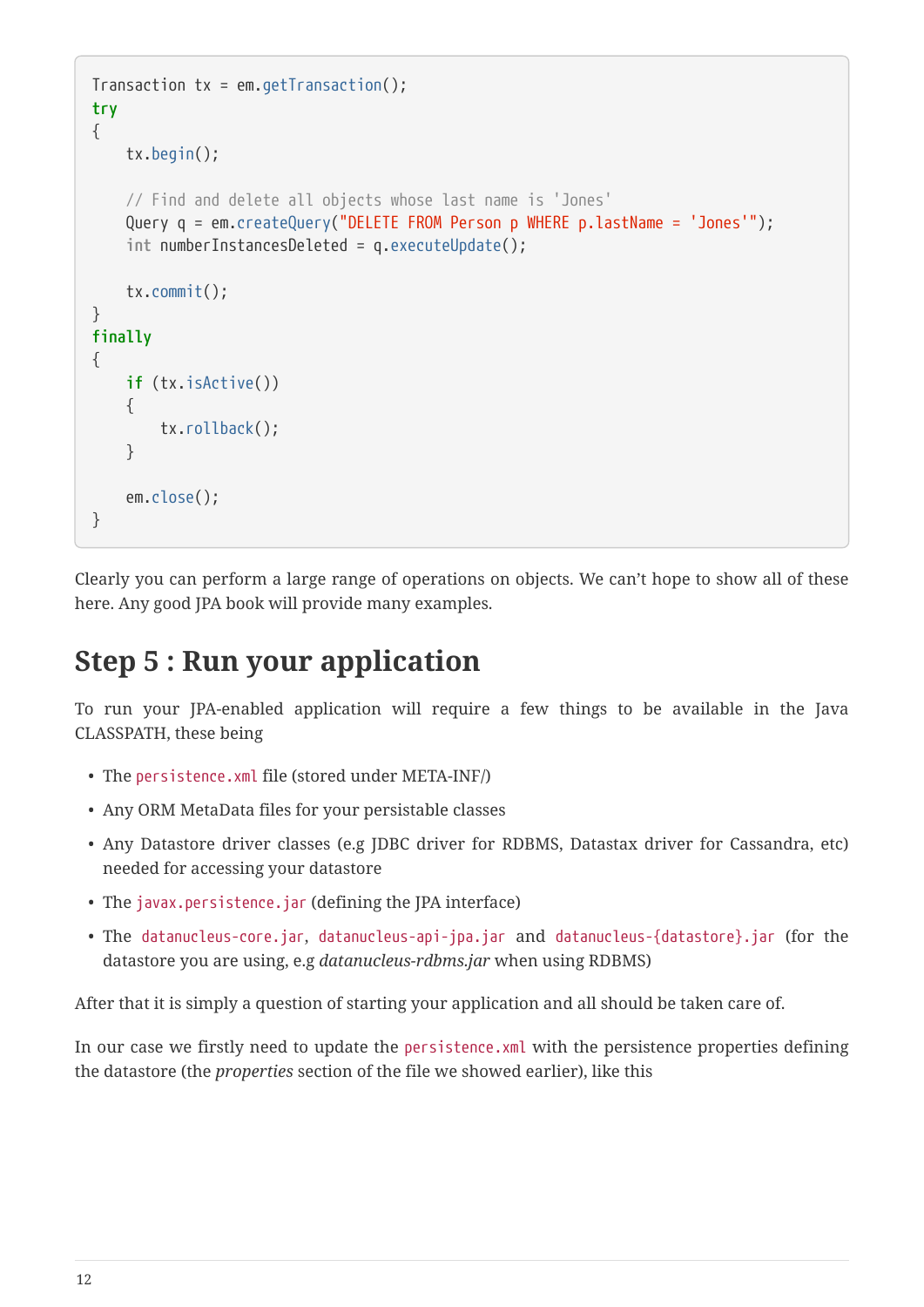```
Transaction tx = em.getTransaction();
try
{
    tx.begin();

    // Find and delete all objects whose last name is 'Jones'
    Query q = em.createQuery("DELETE FROM Person p WHERE p.lastName = 'Jones'");
    int numberInstancesDeleted = q.executeUpdate();

    tx.commit();
}
finally
{
    if (tx.isActive())
    {
        tx.rollback();
    }

    em.close();
}
```

Clearly you can perform a large range of operations on objects. We can't hope to show all of these here. Any good JPA book will provide many examples.

## Step 5 : Run your application

To run your JPA-enabled application will require a few things to be available in the Java CLASSPATH, these being

- The `persistence.xml` file (stored under META-INF/)
- Any ORM MetaData files for your persistable classes
- Any Datastore driver classes (e.g JDBC driver for RDBMS, Datastax driver for Cassandra, etc) needed for accessing your datastore
- The `javax.persistence.jar` (defining the JPA interface)
- The `datanucleus-core.jar`, `datanucleus-api-jpa.jar` and `datanucleus-{datastore}.jar` (for the datastore you are using, e.g *datanucleus-rdbms.jar* when using RDBMS)

After that it is simply a question of starting your application and all should be taken care of.

In our case we firstly need to update the `persistence.xml` with the persistence properties defining the datastore (the *properties* section of the file we showed earlier), like this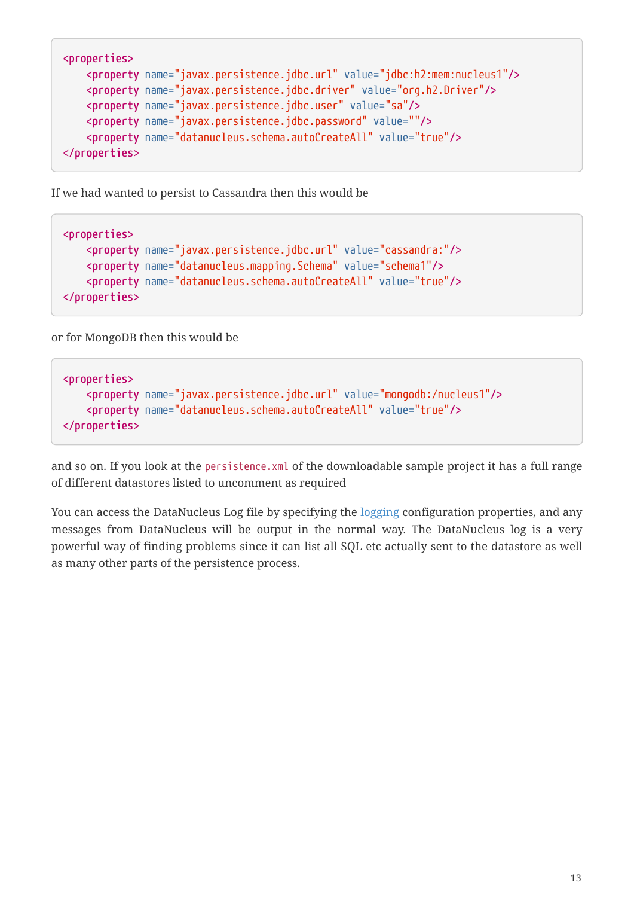```xml
<properties>
    <property name="javax.persistence.jdbc.url" value="jdbc:h2:mem:nucleus1"/>
    <property name="javax.persistence.jdbc.driver" value="org.h2.Driver"/>
    <property name="javax.persistence.jdbc.user" value="sa"/>
    <property name="javax.persistence.jdbc.password" value=""/>
    <property name="datanucleus.schema.autoCreateAll" value="true"/>
</properties>
```

If we had wanted to persist to Cassandra then this would be

```xml
<properties>
    <property name="javax.persistence.jdbc.url" value="cassandra:"/>
    <property name="datanucleus.mapping.Schema" value="schema1"/>
    <property name="datanucleus.schema.autoCreateAll" value="true"/>
</properties>
```

or for MongoDB then this would be

```xml
<properties>
    <property name="javax.persistence.jdbc.url" value="mongodb:/nucleus1"/>
    <property name="datanucleus.schema.autoCreateAll" value="true"/>
</properties>
```

and so on. If you look at the `persistence.xml` of the downloadable sample project it has a full range of different datastores listed to uncomment as required

You can access the DataNucleus Log file by specifying the logging configuration properties, and any messages from DataNucleus will be output in the normal way. The DataNucleus log is a very powerful way of finding problems since it can list all SQL etc actually sent to the datastore as well as many other parts of the persistence process.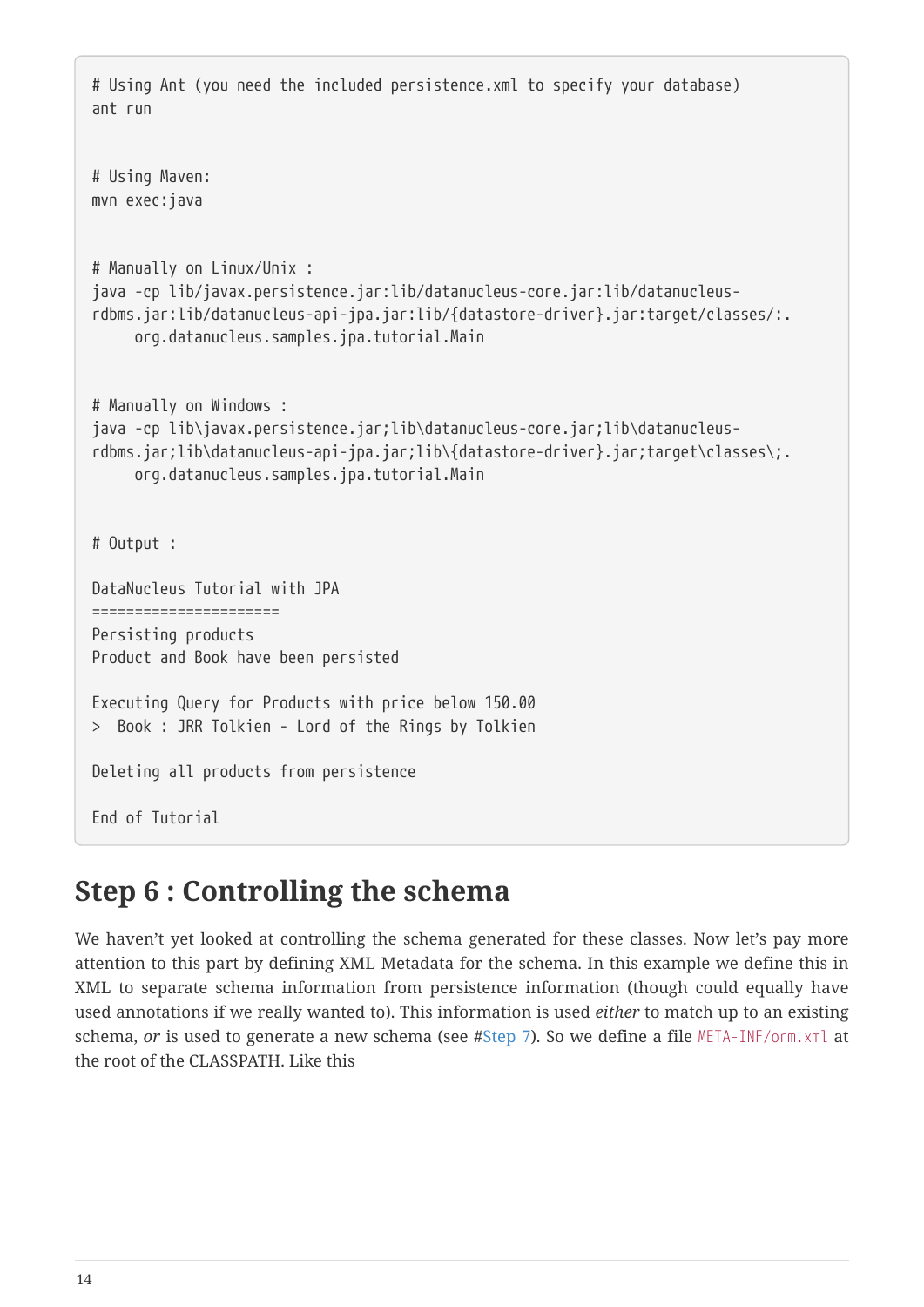```
# Using Ant (you need the included persistence.xml to specify your database)
ant run


# Using Maven:
mvn exec:java


# Manually on Linux/Unix :
java -cp lib/javax.persistence.jar:lib/datanucleus-core.jar:lib/datanucleus-
rdbms.jar:lib/datanucleus-api-jpa.jar:lib/{datastore-driver}.jar:target/classes/:.
     org.datanucleus.samples.jpa.tutorial.Main


# Manually on Windows :
java -cp lib\javax.persistence.jar;lib\datanucleus-core.jar;lib\datanucleus-
rdbms.jar;lib\datanucleus-api-jpa.jar;lib\{datastore-driver}.jar;target\classes\;.
     org.datanucleus.samples.jpa.tutorial.Main


# Output :

DataNucleus Tutorial with JPA
======================
Persisting products
Product and Book have been persisted

Executing Query for Products with price below 150.00
>  Book : JRR Tolkien - Lord of the Rings by Tolkien

Deleting all products from persistence

End of Tutorial
```

## Step 6 : Controlling the schema

We haven't yet looked at controlling the schema generated for these classes. Now let's pay more attention to this part by defining XML Metadata for the schema. In this example we define this in XML to separate schema information from persistence information (though could equally have used annotations if we really wanted to). This information is used *either* to match up to an existing schema, *or* is used to generate a new schema (see #Step 7). So we define a file `META-INF/orm.xml` at the root of the CLASSPATH. Like this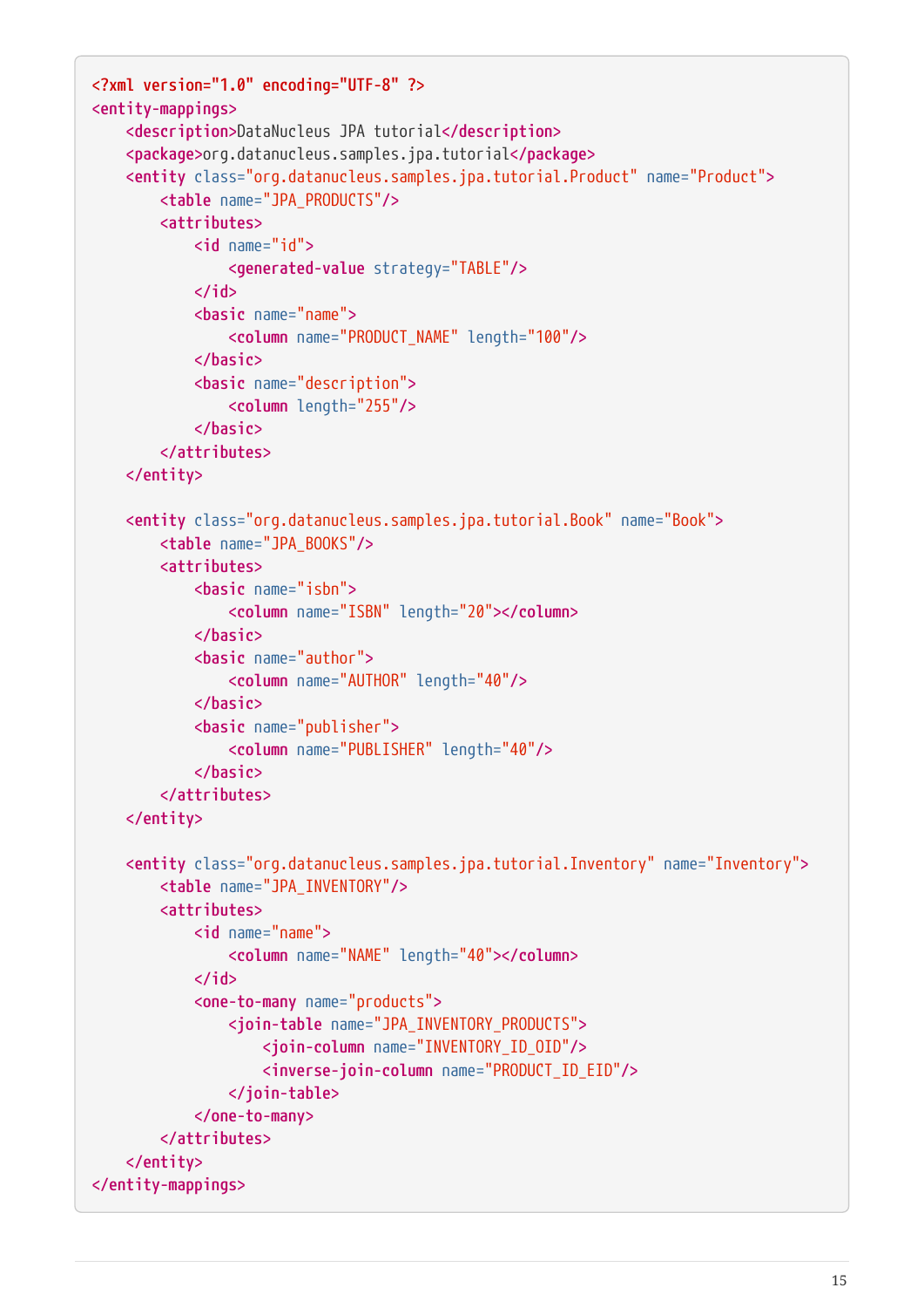```xml
<?xml version="1.0" encoding="UTF-8" ?>
<entity-mappings>
    <description>DataNucleus JPA tutorial</description>
    <package>org.datanucleus.samples.jpa.tutorial</package>
    <entity class="org.datanucleus.samples.jpa.tutorial.Product" name="Product">
        <table name="JPA_PRODUCTS"/>
        <attributes>
            <id name="id">
                <generated-value strategy="TABLE"/>
            </id>
            <basic name="name">
                <column name="PRODUCT_NAME" length="100"/>
            </basic>
            <basic name="description">
                <column length="255"/>
            </basic>
        </attributes>
    </entity>

    <entity class="org.datanucleus.samples.jpa.tutorial.Book" name="Book">
        <table name="JPA_BOOKS"/>
        <attributes>
            <basic name="isbn">
                <column name="ISBN" length="20"></column>
            </basic>
            <basic name="author">
                <column name="AUTHOR" length="40"/>
            </basic>
            <basic name="publisher">
                <column name="PUBLISHER" length="40"/>
            </basic>
        </attributes>
    </entity>

    <entity class="org.datanucleus.samples.jpa.tutorial.Inventory" name="Inventory">
        <table name="JPA_INVENTORY"/>
        <attributes>
            <id name="name">
                <column name="NAME" length="40"></column>
            </id>
            <one-to-many name="products">
                <join-table name="JPA_INVENTORY_PRODUCTS">
                    <join-column name="INVENTORY_ID_OID"/>
                    <inverse-join-column name="PRODUCT_ID_EID"/>
                </join-table>
            </one-to-many>
        </attributes>
    </entity>
</entity-mappings>
```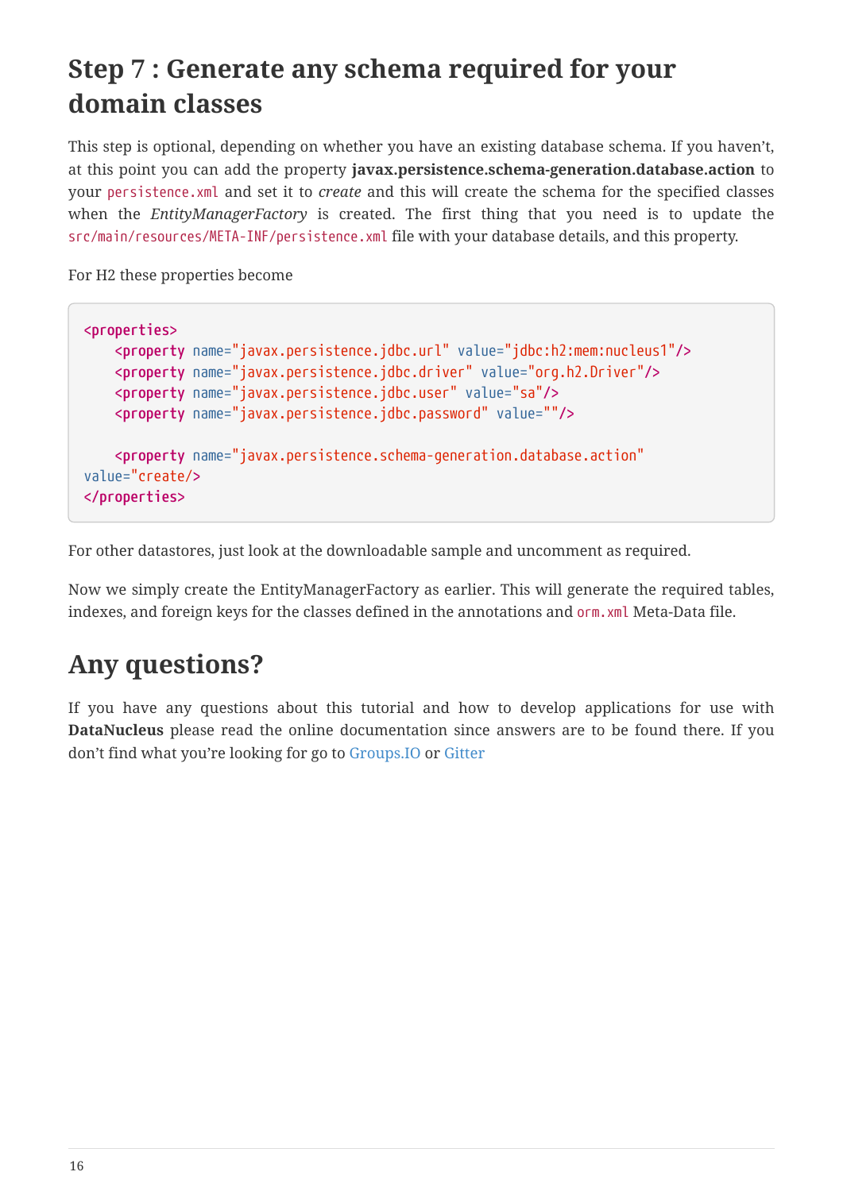## Step 7 : Generate any schema required for your domain classes

This step is optional, depending on whether you have an existing database schema. If you haven't, at this point you can add the property **javax.persistence.schema-generation.database.action** to your `persistence.xml` and set it to *create* and this will create the schema for the specified classes when the *EntityManagerFactory* is created. The first thing that you need is to update the `src/main/resources/META-INF/persistence.xml` file with your database details, and this property.

For H2 these properties become

```
<properties>
    <property name="javax.persistence.jdbc.url" value="jdbc:h2:mem:nucleus1"/>
    <property name="javax.persistence.jdbc.driver" value="org.h2.Driver"/>
    <property name="javax.persistence.jdbc.user" value="sa"/>
    <property name="javax.persistence.jdbc.password" value=""/>

    <property name="javax.persistence.schema-generation.database.action"
value="create/>
</properties>
```

For other datastores, just look at the downloadable sample and uncomment as required.

Now we simply create the EntityManagerFactory as earlier. This will generate the required tables, indexes, and foreign keys for the classes defined in the annotations and `orm.xml` Meta-Data file.

## Any questions?

If you have any questions about this tutorial and how to develop applications for use with **DataNucleus** please read the online documentation since answers are to be found there. If you don't find what you're looking for go to Groups.IO or Gitter